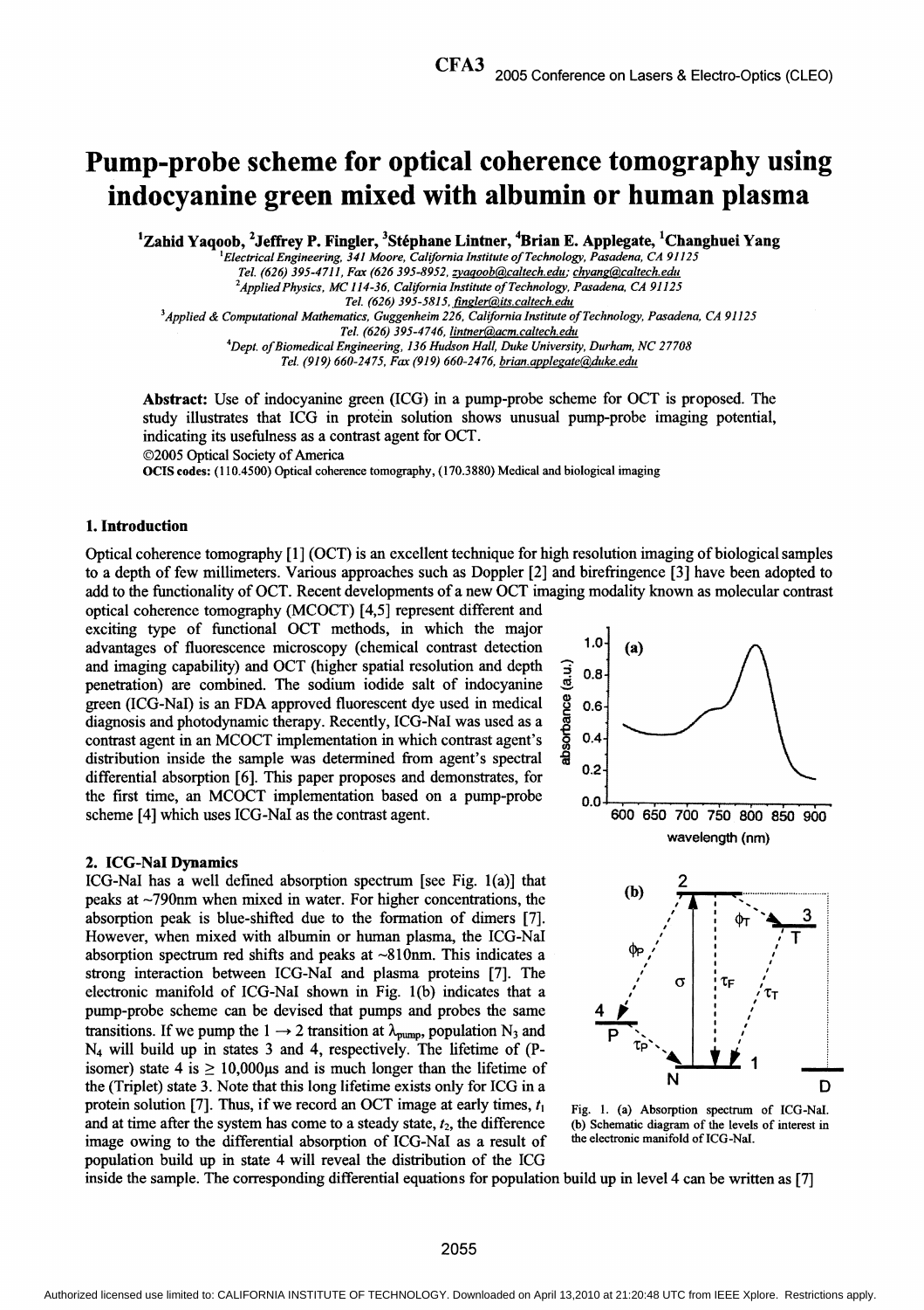# Pump-probe scheme for optical coherence tomography using indocyanine green mixed with albumin or human plasma

[1]Zahid Yaqoob, [2]Jeffrey P. Fingler, [3]Stéphane Lintner, [4]Brian E. Applegate, [1]Changhuei Yang

[1]*Electrical Engineering, 341 Moore, California Institute of Technology, Pasadena, CA 91125*
*Tel. (626) 395-4711, Fax (626 395-8952, zyaqoob@caltech.edu; chyang@caltech.edu*
[2]*Applied Physics, MC 114-36, California Institute of Technology, Pasadena, CA 91125*
*Tel. (626) 395-5815, fingler@its.caltech.edu*
[3]*Applied & Computational Mathematics, Guggenheim 226, California Institute of Technology, Pasadena, CA 91125*
*Tel. (626) 395-4746, lintner@acm.caltech.edu*
[4]*Dept. of Biomedical Engineering, 136 Hudson Hall, Duke University, Durham, NC 27708*
*Tel. (919) 660-2475, Fax (919) 660-2476, brian.applegate@duke.edu*

**Abstract:** Use of indocyanine green (ICG) in a pump-probe scheme for OCT is proposed. The study illustrates that ICG in protein solution shows unusual pump-probe imaging potential, indicating its usefulness as a contrast agent for OCT.
©2005 Optical Society of America
**OCIS codes:** (110.4500) Optical coherence tomography, (170.3880) Medical and biological imaging

## 1. Introduction

Optical coherence tomography [1] (OCT) is an excellent technique for high resolution imaging of biological samples to a depth of few millimeters. Various approaches such as Doppler [2] and birefringence [3] have been adopted to add to the functionality of OCT. Recent developments of a new OCT imaging modality known as molecular contrast optical coherence tomography (MCOCT) [4,5] represent different and exciting type of functional OCT methods, in which the major advantages of fluorescence microscopy (chemical contrast detection and imaging capability) and OCT (higher spatial resolution and depth penetration) are combined. The sodium iodide salt of indocyanine green (ICG-NaI) is an FDA approved fluorescent dye used in medical diagnosis and photodynamic therapy. Recently, ICG-NaI was used as a contrast agent in an MCOCT implementation in which contrast agent's distribution inside the sample was determined from agent's spectral differential absorption [6]. This paper proposes and demonstrates, for the first time, an MCOCT implementation based on a pump-probe scheme [4] which uses ICG-NaI as the contrast agent.

Fig. 1. (a) Absorption spectrum of ICG-NaI. (b) Schematic diagram of the levels of interest in the electronic manifold of ICG-NaI.

## 2. ICG-NaI Dynamics

ICG-NaI has a well defined absorption spectrum [see Fig. 1(a)] that peaks at ~790nm when mixed in water. For higher concentrations, the absorption peak is blue-shifted due to the formation of dimers [7]. However, when mixed with albumin or human plasma, the ICG-NaI absorption spectrum red shifts and peaks at ~810nm. This indicates a strong interaction between ICG-NaI and plasma proteins [7]. The electronic manifold of ICG-NaI shown in Fig. 1(b) indicates that a pump-probe scheme can be devised that pumps and probes the same transitions. If we pump the $1 \rightarrow 2$ transition at $\lambda_{pump}$, population $N_3$ and $N_4$ will build up in states 3 and 4, respectively. The lifetime of (P-isomer) state 4 is $\geq 10{,}000\mu s$ and is much longer than the lifetime of the (Triplet) state 3. Note that this long lifetime exists only for ICG in a protein solution [7]. Thus, if we record an OCT image at early times, $t_1$ and at time after the system has come to a steady state, $t_2$, the difference image owing to the differential absorption of ICG-NaI as a result of population build up in state 4 will reveal the distribution of the ICG inside the sample. The corresponding differential equations for population build up in level 4 can be written as [7]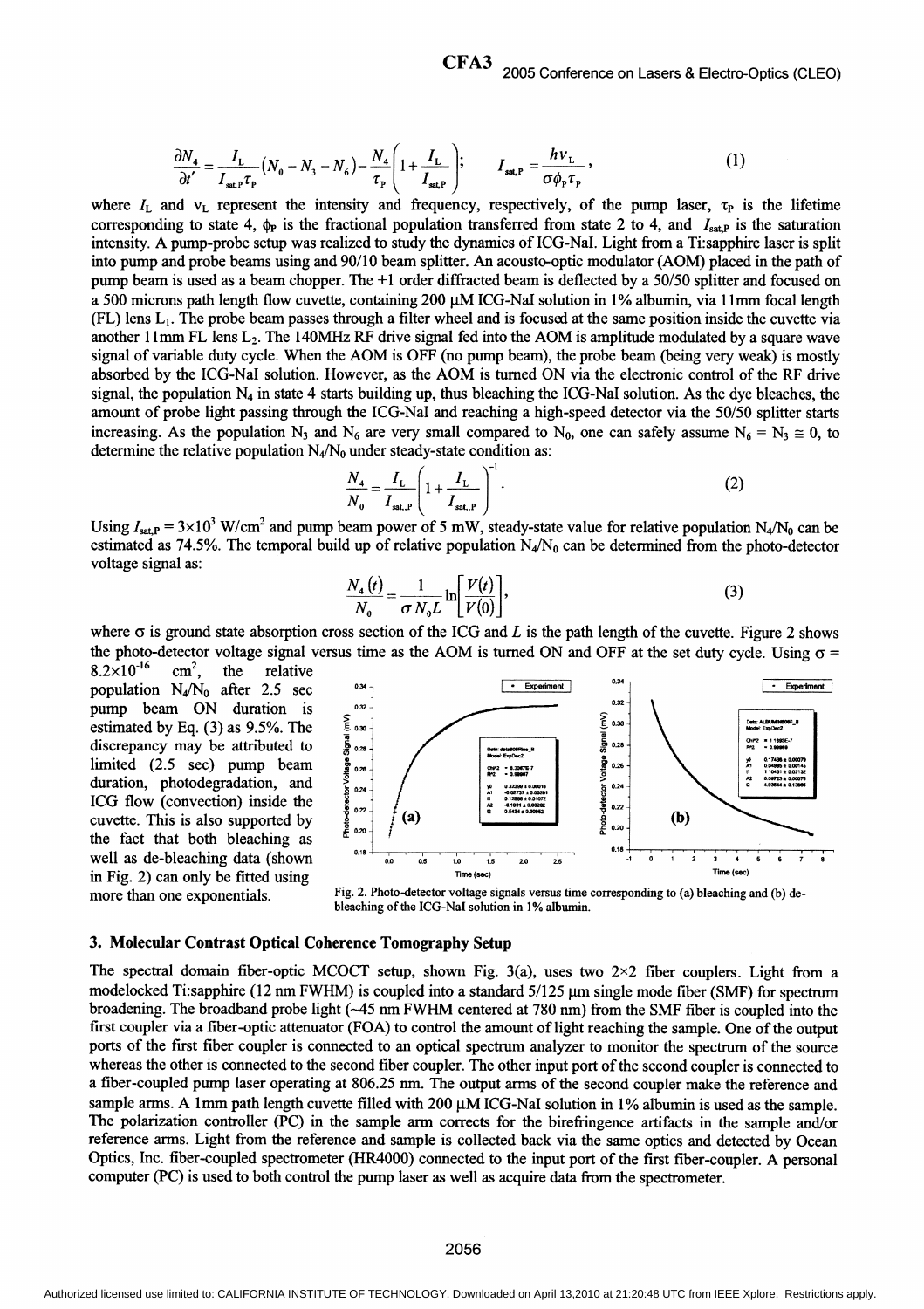$$\frac{\partial N_4}{\partial t'} = \frac{I_L}{I_{sat,P}\tau_P}(N_0 - N_3 - N_6) - \frac{N_4}{\tau_P}\left(1 + \frac{I_L}{I_{sat,P}}\right); \qquad I_{sat,P} = \frac{h\nu_L}{\sigma\phi_P\tau_P}, \tag{1}$$

where $I_L$ and $\nu_L$ represent the intensity and frequency, respectively, of the pump laser, $\tau_P$ is the lifetime corresponding to state 4, $\phi_P$ is the fractional population transferred from state 2 to 4, and $I_{sat,P}$ is the saturation intensity. A pump-probe setup was realized to study the dynamics of ICG-NaI. Light from a Ti:sapphire laser is split into pump and probe beams using and 90/10 beam splitter. An acousto-optic modulator (AOM) placed in the path of pump beam is used as a beam chopper. The +1 order diffracted beam is deflected by a 50/50 splitter and focused on a 500 microns path length flow cuvette, containing 200 μM ICG-NaI solution in 1% albumin, via 11mm focal length (FL) lens $L_1$. The probe beam passes through a filter wheel and is focused at the same position inside the cuvette via another 11mm FL lens $L_2$. The 140MHz RF drive signal fed into the AOM is amplitude modulated by a square wave signal of variable duty cycle. When the AOM is OFF (no pump beam), the probe beam (being very weak) is mostly absorbed by the ICG-NaI solution. However, as the AOM is turned ON via the electronic control of the RF drive signal, the population $N_4$ in state 4 starts building up, thus bleaching the ICG-NaI solution. As the dye bleaches, the amount of probe light passing through the ICG-NaI and reaching a high-speed detector via the 50/50 splitter starts increasing. As the population $N_3$ and $N_6$ are very small compared to $N_0$, one can safely assume $N_6 = N_3 \cong 0$, to determine the relative population $N_4/N_0$ under steady-state condition as:

$$\frac{N_4}{N_0} = \frac{I_L}{I_{sat,P}}\left(1 + \frac{I_L}{I_{sat,P}}\right)^{-1}. \tag{2}$$

Using $I_{sat,P} = 3\times10^3$ W/cm$^2$ and pump beam power of 5 mW, steady-state value for relative population $N_4/N_0$ can be estimated as 74.5%. The temporal build up of relative population $N_4/N_0$ can be determined from the photo-detector voltage signal as:

$$\frac{N_4(t)}{N_0} = \frac{1}{\sigma N_0 L}\ln\left[\frac{V(t)}{V(0)}\right], \tag{3}$$

where $\sigma$ is ground state absorption cross section of the ICG and $L$ is the path length of the cuvette. Figure 2 shows the photo-detector voltage signal versus time as the AOM is turned ON and OFF at the set duty cycle. Using $\sigma = 8.2\times10^{-16}$ cm$^2$, the relative population $N_4/N_0$ after 2.5 sec pump beam ON duration is estimated by Eq. (3) as 9.5%. The discrepancy may be attributed to limited (2.5 sec) pump beam duration, photodegradation, and ICG flow (convection) inside the cuvette. This is also supported by the fact that both bleaching as well as de-bleaching data (shown in Fig. 2) can only be fitted using more than one exponentials.

Fig. 2. Photo-detector voltage signals versus time corresponding to (a) bleaching and (b) de-bleaching of the ICG-NaI solution in 1% albumin.

### 3. Molecular Contrast Optical Coherence Tomography Setup

The spectral domain fiber-optic MCOCT setup, shown Fig. 3(a), uses two 2×2 fiber couplers. Light from a modelocked Ti:sapphire (12 nm FWHM) is coupled into a standard 5/125 μm single mode fiber (SMF) for spectrum broadening. The broadband probe light (~45 nm FWHM centered at 780 nm) from the SMF fiber is coupled into the first coupler via a fiber-optic attenuator (FOA) to control the amount of light reaching the sample. One of the output ports of the first fiber coupler is connected to an optical spectrum analyzer to monitor the spectrum of the source whereas the other is connected to the second fiber coupler. The other input port of the second coupler is connected to a fiber-coupled pump laser operating at 806.25 nm. The output arms of the second coupler make the reference and sample arms. A 1mm path length cuvette filled with 200 μM ICG-NaI solution in 1% albumin is used as the sample. The polarization controller (PC) in the sample arm corrects for the birefringence artifacts in the sample and/or reference arms. Light from the reference and sample is collected back via the same optics and detected by Ocean Optics, Inc. fiber-coupled spectrometer (HR4000) connected to the input port of the first fiber-coupler. A personal computer (PC) is used to both control the pump laser as well as acquire data from the spectrometer.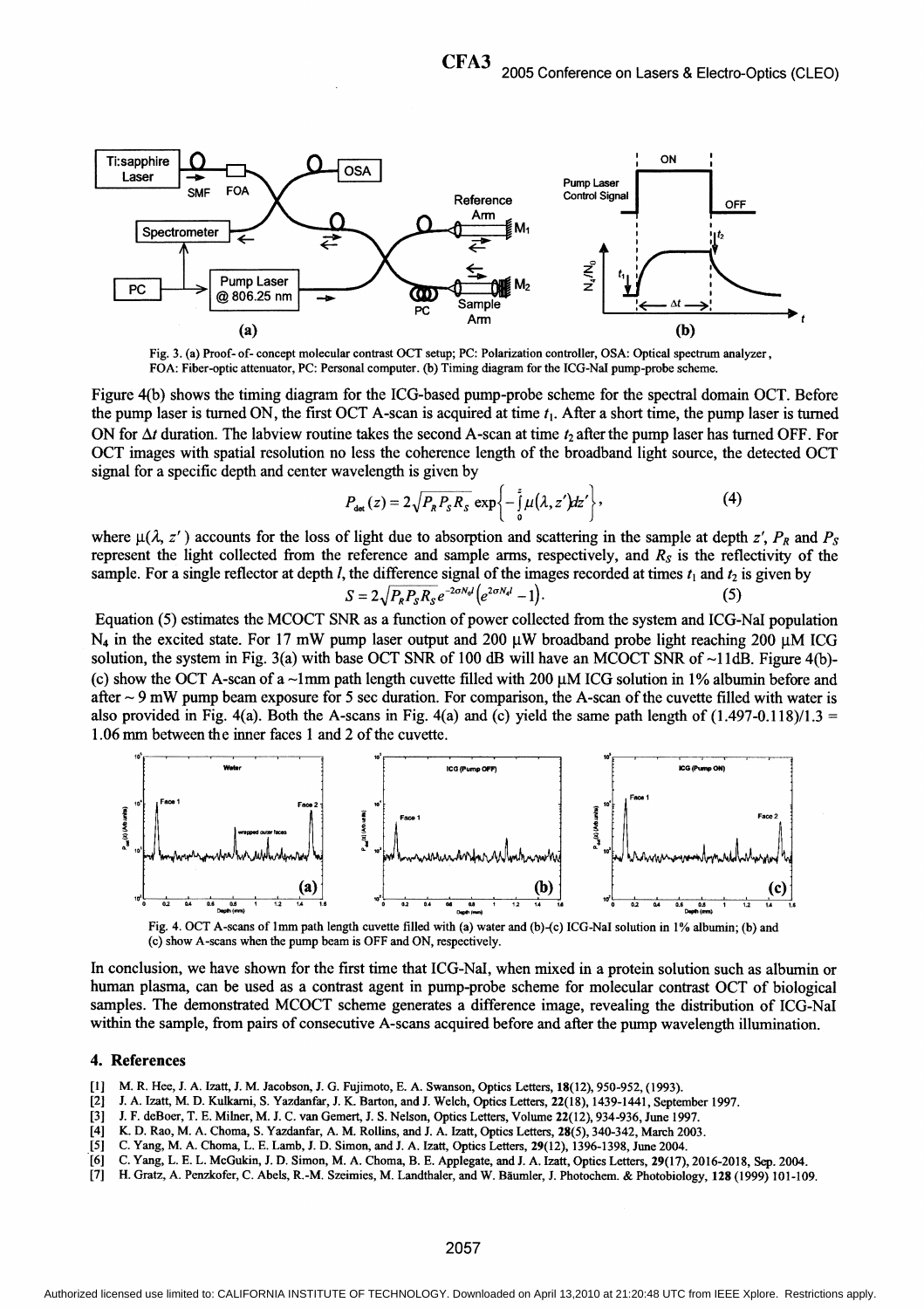Ti:sapphire Laser

SMF FOA

OSA

Spectrometer

Reference Arm

$M_1$

PC

Pump Laser @ 806.25 nm

PC

Sample Arm

$M_2$

(a)

ON

Pump Laser Control Signal

OFF

$t_2$

$N_4/N_0$

$t_1$

$\Delta t$

$t$

(b)

Fig. 3. (a) Proof- of- concept molecular contrast OCT setup; PC: Polarization controller, OSA: Optical spectrum analyzer, FOA: Fiber-optic attenuator, PC: Personal computer. (b) Timing diagram for the ICG-NaI pump-probe scheme.

Figure 4(b) shows the timing diagram for the ICG-based pump-probe scheme for the spectral domain OCT. Before the pump laser is turned ON, the first OCT A-scan is acquired at time $t_1$. After a short time, the pump laser is turned ON for $\Delta t$ duration. The labview routine takes the second A-scan at time $t_2$ after the pump laser has turned OFF. For OCT images with spatial resolution no less the coherence length of the broadband light source, the detected OCT signal for a specific depth and center wavelength is given by

$$P_{\det}(z) = 2\sqrt{P_R P_S R_S}\,\exp\left\{-\int_0^z \mu(\lambda, z')dz'\right\}, \tag{4}$$

where $\mu(\lambda, z')$ accounts for the loss of light due to absorption and scattering in the sample at depth $z'$, $P_R$ and $P_S$ represent the light collected from the reference and sample arms, respectively, and $R_S$ is the reflectivity of the sample. For a single reflector at depth $l$, the difference signal of the images recorded at times $t_1$ and $t_2$ is given by

$$S = 2\sqrt{P_R P_S R_S}\,e^{-2\sigma N_0 l}\left(e^{2\sigma N_4 l} - 1\right). \tag{5}$$

Equation (5) estimates the MCOCT SNR as a function of power collected from the system and ICG-NaI population $N_4$ in the excited state. For 17 mW pump laser output and 200 μW broadband probe light reaching 200 μM ICG solution, the system in Fig. 3(a) with base OCT SNR of 100 dB will have an MCOCT SNR of ~11dB. Figure 4(b)-(c) show the OCT A-scan of a ~1mm path length cuvette filled with 200 μM ICG solution in 1% albumin before and after ~ 9 mW pump beam exposure for 5 sec duration. For comparison, the A-scan of the cuvette filled with water is also provided in Fig. 4(a). Both the A-scans in Fig. 4(a) and (c) yield the same path length of (1.497-0.118)/1.3 = 1.06 mm between the inner faces 1 and 2 of the cuvette.

Water

Face 1

Face 2

wrapped outer faces

(a)

ICG (Pump OFF)

Face 1

(b)

ICG (Pump ON)

Face 1

Face 2

(c)

Depth (mm)

Fig. 4. OCT A-scans of 1mm path length cuvette filled with (a) water and (b)-(c) ICG-NaI solution in 1% albumin; (b) and (c) show A-scans when the pump beam is OFF and ON, respectively.

In conclusion, we have shown for the first time that ICG-NaI, when mixed in a protein solution such as albumin or human plasma, can be used as a contrast agent in pump-probe scheme for molecular contrast OCT of biological samples. The demonstrated MCOCT scheme generates a difference image, revealing the distribution of ICG-NaI within the sample, from pairs of consecutive A-scans acquired before and after the pump wavelength illumination.

## 4. References

[1] M. R. Hee, J. A. Izatt, J. M. Jacobson, J. G. Fujimoto, E. A. Swanson, Optics Letters, **18**(12), 950-952, (1993).

[2] J. A. Izatt, M. D. Kulkarni, S. Yazdanfar, J. K. Barton, and J. Welch, Optics Letters, **22**(18), 1439-1441, September 1997.

[3] J. F. deBoer, T. E. Milner, M. J. C. van Gemert, J. S. Nelson, Optics Letters, Volume **22**(12), 934-936, June 1997.

[4] K. D. Rao, M. A. Choma, S. Yazdanfar, A. M. Rollins, and J. A. Izatt, Optics Letters, **28**(5), 340-342, March 2003.

[5] C. Yang, M. A. Choma, L. E. Lamb, J. D. Simon, and J. A. Izatt, Optics Letters, **29**(12), 1396-1398, June 2004.

[6] C. Yang, L. E. L. McGukin, J. D. Simon, M. A. Choma, B. E. Applegate, and J. A. Izatt, Optics Letters, **29**(17), 2016-2018, Sep. 2004.

[7] H. Gratz, A. Penzkofer, C. Abels, R.-M. Szeimies, M. Landthaler, and W. Bäumler, J. Photochem. & Photobiology, **128** (1999) 101-109.